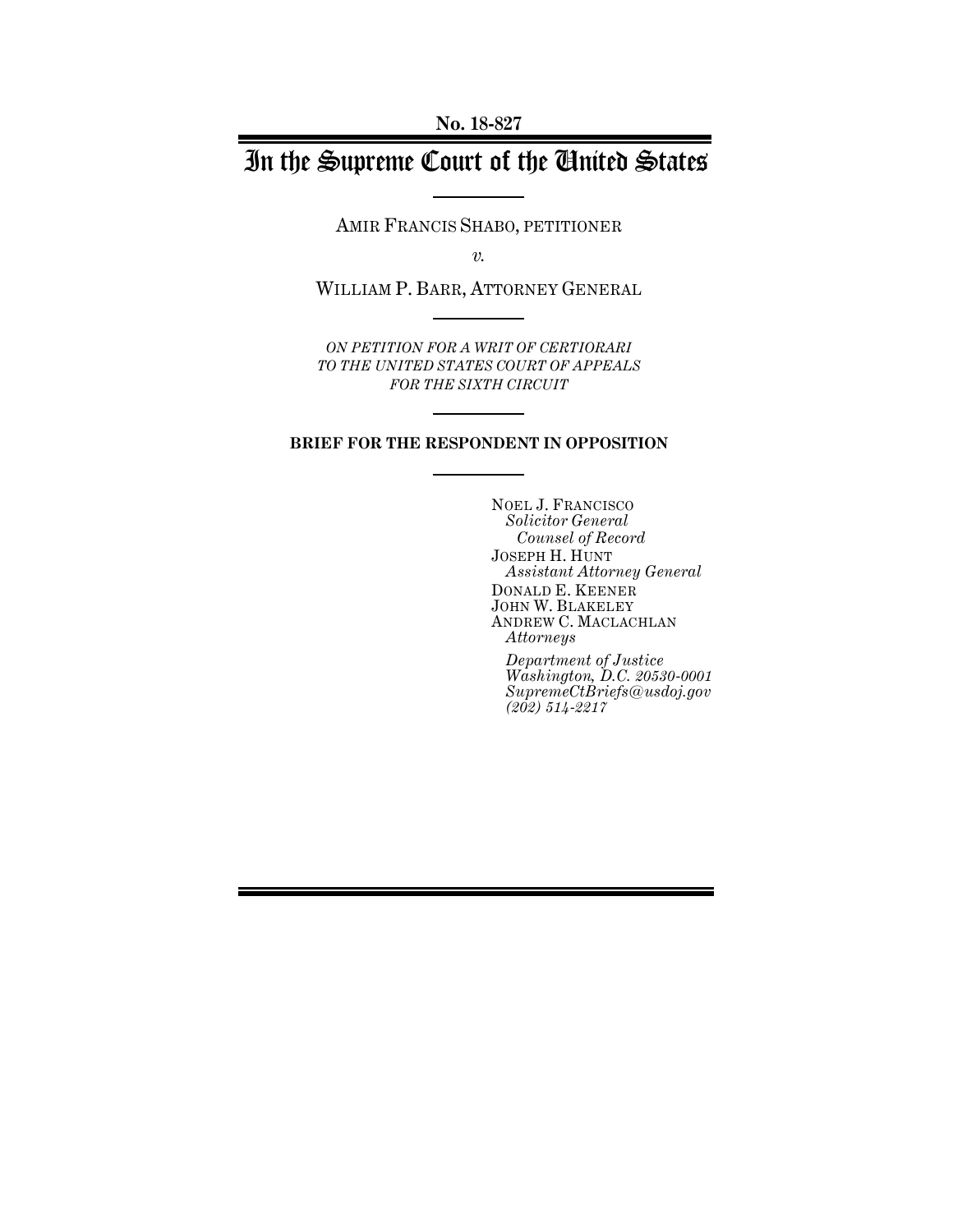**No. 18-827**

# In the Supreme Court of the United States

AMIR FRANCIS SHABO, PETITIONER

*v.*

WILLIAM P. BARR, ATTORNEY GENERAL

*ON PETITION FOR A WRIT OF CERTIORARI TO THE UNITED STATES COURT OF APPEALS FOR THE SIXTH CIRCUIT*

**BRIEF FOR THE RESPONDENT IN OPPOSITION**

NOEL J. FRANCISCO
*Solicitor General*
*Counsel of Record*
JOSEPH H. HUNT
*Assistant Attorney General*
DONALD E. KEENER
JOHN W. BLAKELEY
ANDREW C. MACLACHLAN
*Attorneys*

*Department of Justice*
*Washington, D.C. 20530-0001*
*SupremeCtBriefs@usdoj.gov*
*(202) 514-2217*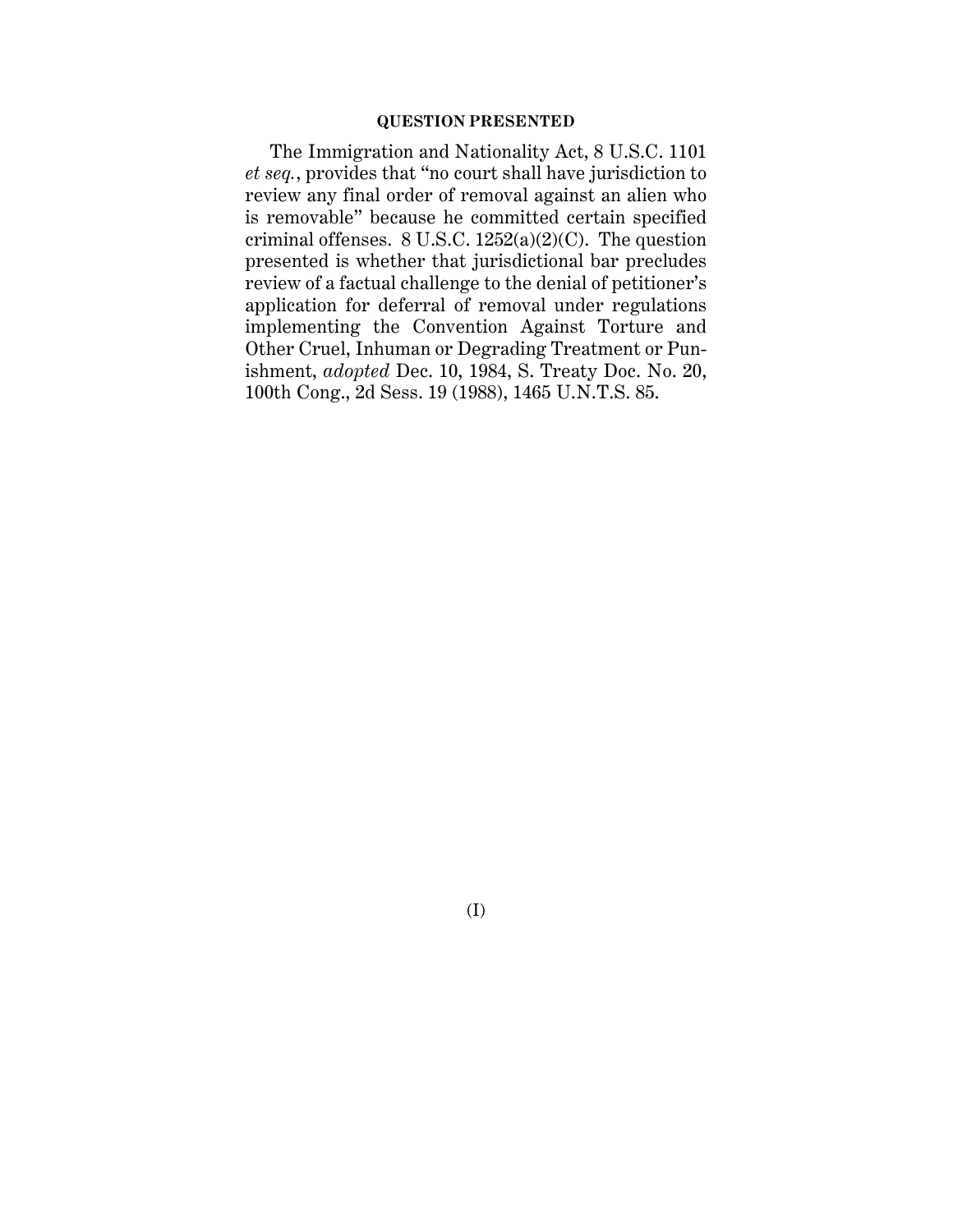## QUESTION PRESENTED

The Immigration and Nationality Act, 8 U.S.C. 1101 *et seq.*, provides that "no court shall have jurisdiction to review any final order of removal against an alien who is removable" because he committed certain specified criminal offenses. 8 U.S.C. 1252(a)(2)(C). The question presented is whether that jurisdictional bar precludes review of a factual challenge to the denial of petitioner's application for deferral of removal under regulations implementing the Convention Against Torture and Other Cruel, Inhuman or Degrading Treatment or Punishment, *adopted* Dec. 10, 1984, S. Treaty Doc. No. 20, 100th Cong., 2d Sess. 19 (1988), 1465 U.N.T.S. 85.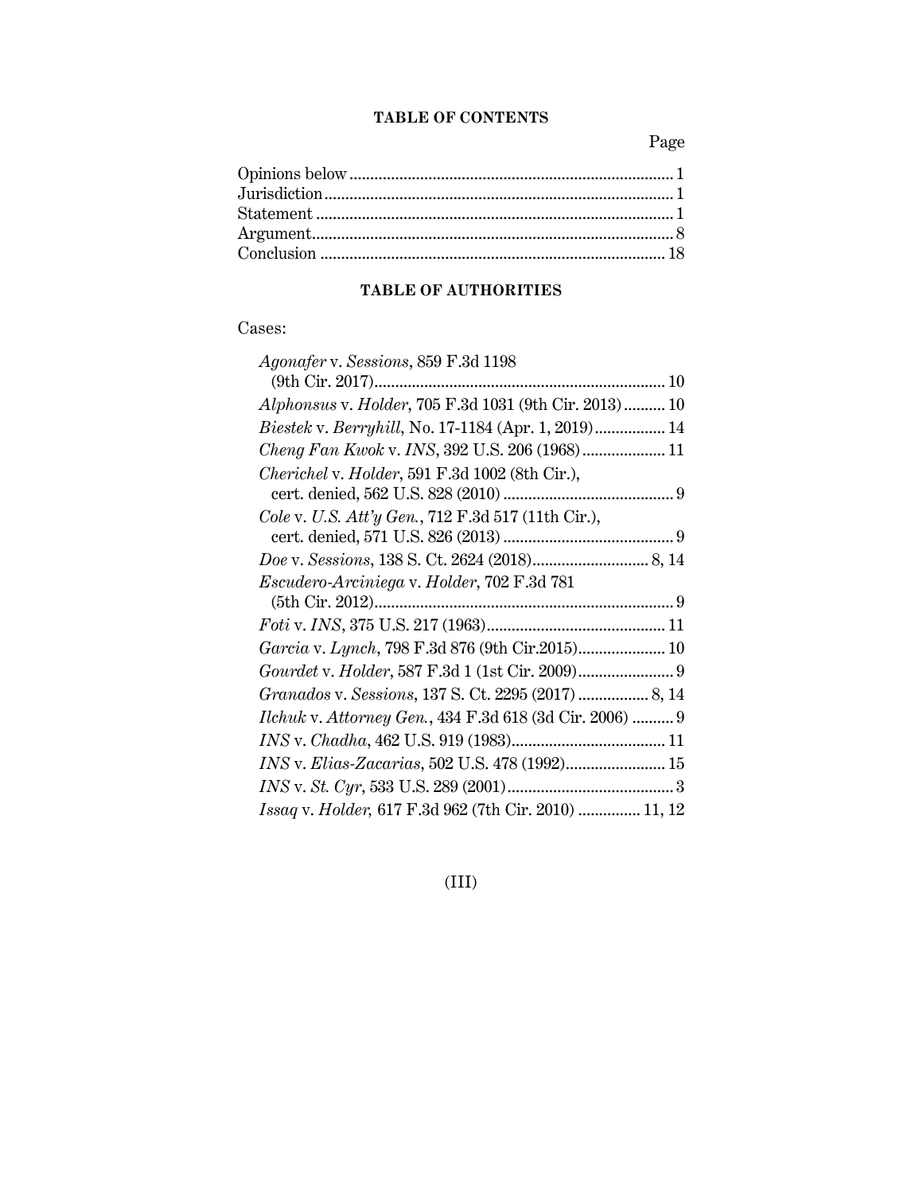# TABLE OF CONTENTS

| | Page |
|---|---|
| Opinions below | 1 |
| Jurisdiction | 1 |
| Statement | 1 |
| Argument | 8 |
| Conclusion | 18 |

## TABLE OF AUTHORITIES

Cases:

| | |
|---|---|
| *Agonafer* v. *Sessions*, 859 F.3d 1198 (9th Cir. 2017) | 10 |
| *Alphonsus* v. *Holder*, 705 F.3d 1031 (9th Cir. 2013) | 10 |
| *Biestek* v. *Berryhill*, No. 17-1184 (Apr. 1, 2019) | 14 |
| *Cheng Fan Kwok* v. *INS*, 392 U.S. 206 (1968) | 11 |
| *Cherichel* v. *Holder*, 591 F.3d 1002 (8th Cir.), cert. denied, 562 U.S. 828 (2010) | 9 |
| *Cole* v. *U.S. Att'y Gen.*, 712 F.3d 517 (11th Cir.), cert. denied, 571 U.S. 826 (2013) | 9 |
| *Doe* v. *Sessions*, 138 S. Ct. 2624 (2018) | 8, 14 |
| *Escudero-Arciniega* v. *Holder*, 702 F.3d 781 (5th Cir. 2012) | 9 |
| *Foti* v. *INS*, 375 U.S. 217 (1963) | 11 |
| *Garcia* v. *Lynch*, 798 F.3d 876 (9th Cir.2015) | 10 |
| *Gourdet* v. *Holder*, 587 F.3d 1 (1st Cir. 2009) | 9 |
| *Granados* v. *Sessions*, 137 S. Ct. 2295 (2017) | 8, 14 |
| *Ilchuk* v. *Attorney Gen.*, 434 F.3d 618 (3d Cir. 2006) | 9 |
| *INS* v. *Chadha*, 462 U.S. 919 (1983) | 11 |
| *INS* v. *Elias-Zacarias*, 502 U.S. 478 (1992) | 15 |
| *INS* v. *St. Cyr*, 533 U.S. 289 (2001) | 3 |
| *Issaq* v. *Holder*, 617 F.3d 962 (7th Cir. 2010) | 11, 12 |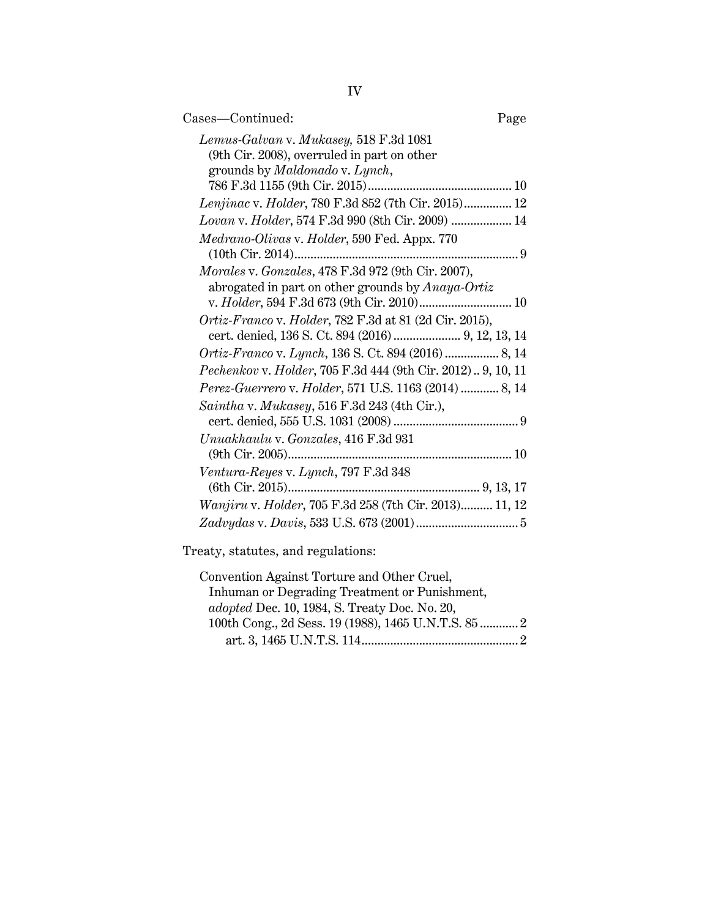Cases—Continued: Page

*Lemus-Galvan* v. *Mukasey*, 518 F.3d 1081 (9th Cir. 2008), overruled in part on other grounds by *Maldonado* v. *Lynch*, 786 F.3d 1155 (9th Cir. 2015) .......... 10

*Lenjinac* v. *Holder*, 780 F.3d 852 (7th Cir. 2015) .......... 12

*Lovan* v. *Holder*, 574 F.3d 990 (8th Cir. 2009) .......... 14

*Medrano-Olivas* v. *Holder*, 590 Fed. Appx. 770 (10th Cir. 2014) .......... 9

*Morales* v. *Gonzales*, 478 F.3d 972 (9th Cir. 2007), abrogated in part on other grounds by *Anaya-Ortiz* v. *Holder*, 594 F.3d 673 (9th Cir. 2010) .......... 10

*Ortiz-Franco* v. *Holder*, 782 F.3d at 81 (2d Cir. 2015), cert. denied, 136 S. Ct. 894 (2016) .......... 9, 12, 13, 14

*Ortiz-Franco* v. *Lynch*, 136 S. Ct. 894 (2016) .......... 8, 14

*Pechenkov* v. *Holder*, 705 F.3d 444 (9th Cir. 2012) .. 9, 10, 11

*Perez-Guerrero* v. *Holder*, 571 U.S. 1163 (2014) .......... 8, 14

*Saintha* v. *Mukasey*, 516 F.3d 243 (4th Cir.), cert. denied, 555 U.S. 1031 (2008) .......... 9

*Unuakhaulu* v. *Gonzales*, 416 F.3d 931 (9th Cir. 2005) .......... 10

*Ventura-Reyes* v. *Lynch*, 797 F.3d 348 (6th Cir. 2015) .......... 9, 13, 17

*Wanjiru* v. *Holder*, 705 F.3d 258 (7th Cir. 2013) .......... 11, 12

*Zadvydas* v. *Davis*, 533 U.S. 673 (2001) .......... 5

Treaty, statutes, and regulations:

Convention Against Torture and Other Cruel, Inhuman or Degrading Treatment or Punishment, *adopted* Dec. 10, 1984, S. Treaty Doc. No. 20, 100th Cong., 2d Sess. 19 (1988), 1465 U.N.T.S. 85 .......... 2

art. 3, 1465 U.N.T.S. 114 .......... 2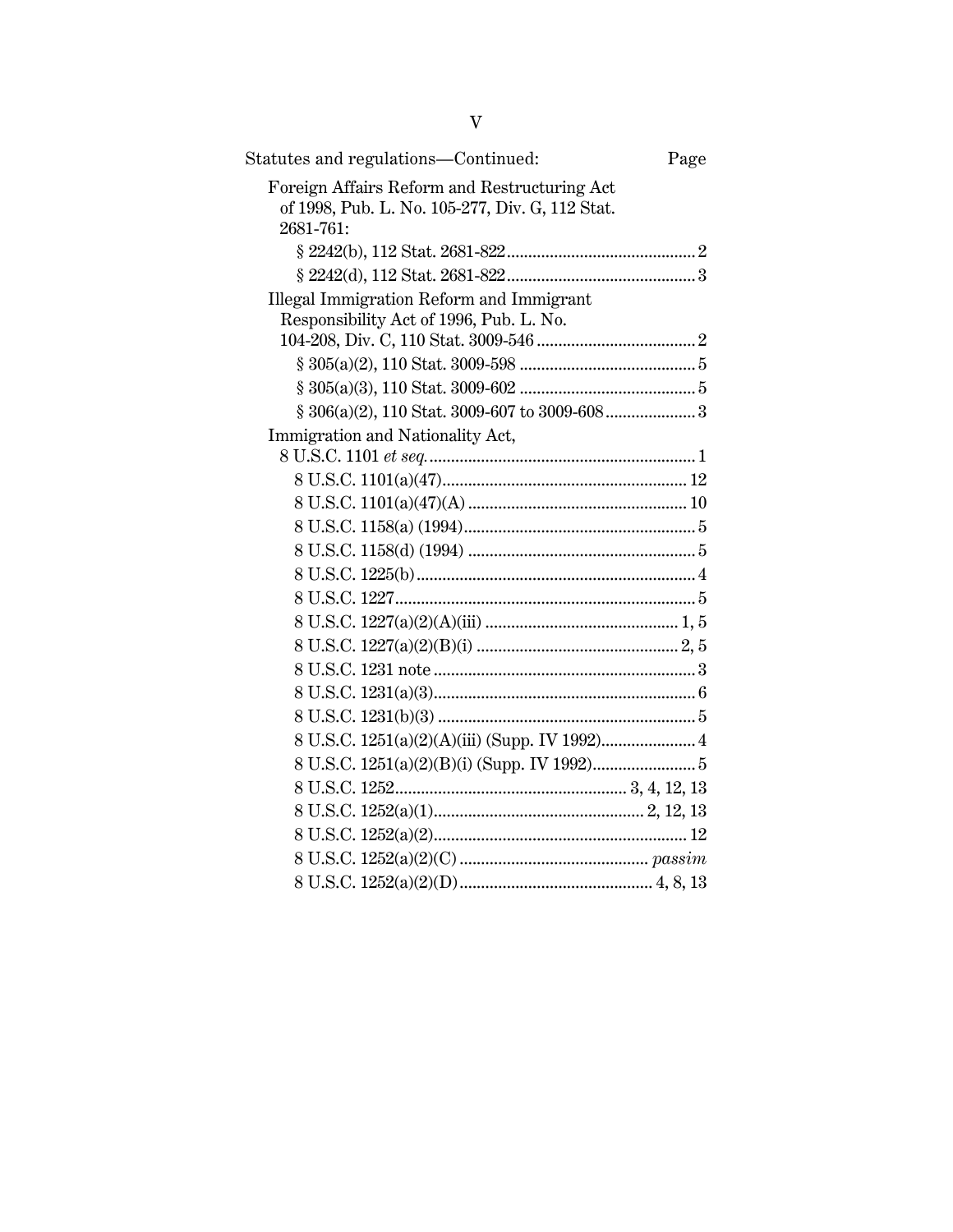Statutes and regulations—Continued: Page

Foreign Affairs Reform and Restructuring Act of 1998, Pub. L. No. 105-277, Div. G, 112 Stat. 2681-761:

- § 2242(b), 112 Stat. 2681-822 ........................................ 2
- § 2242(d), 112 Stat. 2681-822 ........................................ 3

Illegal Immigration Reform and Immigrant Responsibility Act of 1996, Pub. L. No. 104-208, Div. C, 110 Stat. 3009-546 ........................................ 2

- § 305(a)(2), 110 Stat. 3009-598 ........................................ 5
- § 305(a)(3), 110 Stat. 3009-602 ........................................ 5
- § 306(a)(2), 110 Stat. 3009-607 to 3009-608 ........................................ 3

Immigration and Nationality Act, 8 U.S.C. 1101 *et seq.* ........................................ 1

- 8 U.S.C. 1101(a)(47) ........................................ 12
- 8 U.S.C. 1101(a)(47)(A) ........................................ 10
- 8 U.S.C. 1158(a) (1994) ........................................ 5
- 8 U.S.C. 1158(d) (1994) ........................................ 5
- 8 U.S.C. 1225(b) ........................................ 4
- 8 U.S.C. 1227 ........................................ 5
- 8 U.S.C. 1227(a)(2)(A)(iii) ........................................ 1, 5
- 8 U.S.C. 1227(a)(2)(B)(i) ........................................ 2, 5
- 8 U.S.C. 1231 note ........................................ 3
- 8 U.S.C. 1231(a)(3) ........................................ 6
- 8 U.S.C. 1231(b)(3) ........................................ 5
- 8 U.S.C. 1251(a)(2)(A)(iii) (Supp. IV 1992) ........................................ 4
- 8 U.S.C. 1251(a)(2)(B)(i) (Supp. IV 1992) ........................................ 5
- 8 U.S.C. 1252 ........................................ 3, 4, 12, 13
- 8 U.S.C. 1252(a)(1) ........................................ 2, 12, 13
- 8 U.S.C. 1252(a)(2) ........................................ 12
- 8 U.S.C. 1252(a)(2)(C) ........................................ *passim*
- 8 U.S.C. 1252(a)(2)(D) ........................................ 4, 8, 13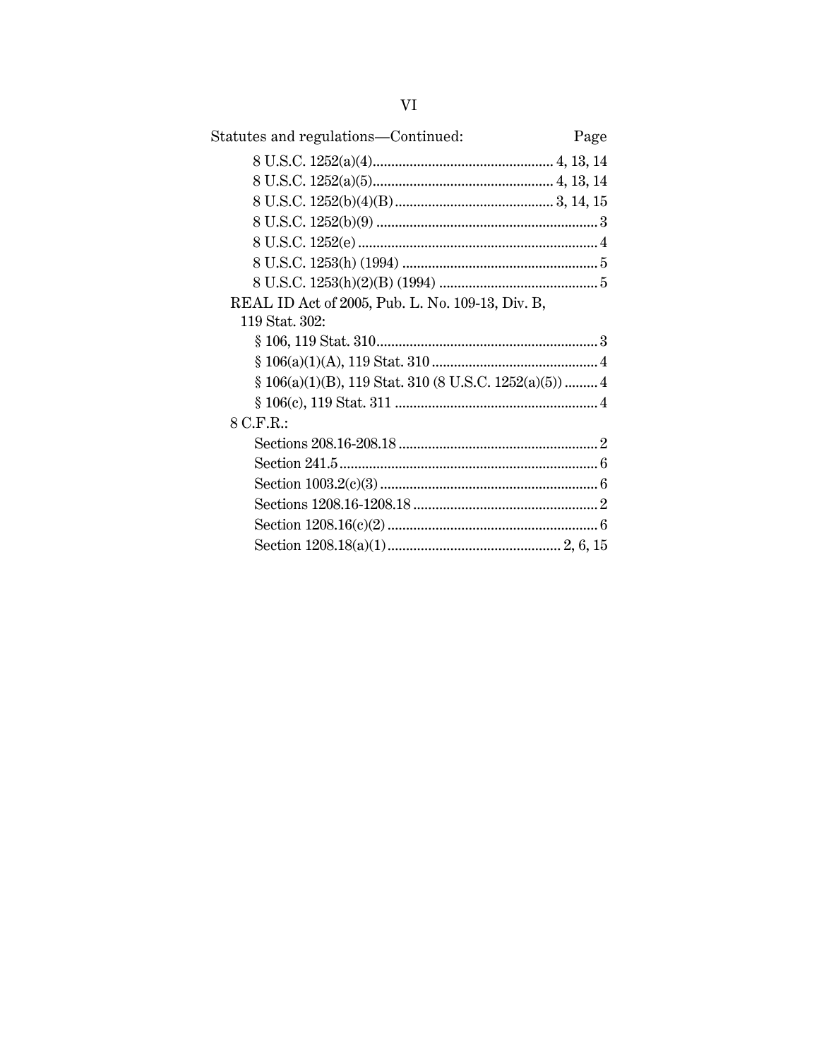Statutes and regulations—Continued: Page

- 8 U.S.C. 1252(a)(4) ........ 4, 13, 14
- 8 U.S.C. 1252(a)(5) ........ 4, 13, 14
- 8 U.S.C. 1252(b)(4)(B) ........ 3, 14, 15
- 8 U.S.C. 1252(b)(9) ........ 3
- 8 U.S.C. 1252(e) ........ 4
- 8 U.S.C. 1253(h) (1994) ........ 5
- 8 U.S.C. 1253(h)(2)(B) (1994) ........ 5

REAL ID Act of 2005, Pub. L. No. 109-13, Div. B, 119 Stat. 302:

- § 106, 119 Stat. 310 ........ 3
- § 106(a)(1)(A), 119 Stat. 310 ........ 4
- § 106(a)(1)(B), 119 Stat. 310 (8 U.S.C. 1252(a)(5)) ........ 4
- § 106(c), 119 Stat. 311 ........ 4

8 C.F.R.:

- Sections 208.16-208.18 ........ 2
- Section 241.5 ........ 6
- Section 1003.2(c)(3) ........ 6
- Sections 1208.16-1208.18 ........ 2
- Section 1208.16(c)(2) ........ 6
- Section 1208.18(a)(1) ........ 2, 6, 15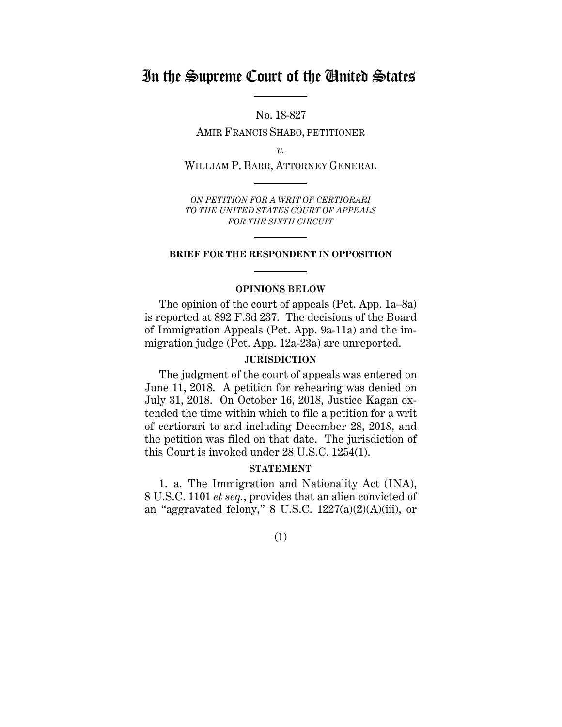# In the Supreme Court of the United States

No. 18-827

AMIR FRANCIS SHABO, PETITIONER

*v.*

WILLIAM P. BARR, ATTORNEY GENERAL

*ON PETITION FOR A WRIT OF CERTIORARI TO THE UNITED STATES COURT OF APPEALS FOR THE SIXTH CIRCUIT*

**BRIEF FOR THE RESPONDENT IN OPPOSITION**

**OPINIONS BELOW**

The opinion of the court of appeals (Pet. App. 1a–8a) is reported at 892 F.3d 237. The decisions of the Board of Immigration Appeals (Pet. App. 9a-11a) and the immigration judge (Pet. App. 12a-23a) are unreported.

**JURISDICTION**

The judgment of the court of appeals was entered on June 11, 2018. A petition for rehearing was denied on July 31, 2018. On October 16, 2018, Justice Kagan extended the time within which to file a petition for a writ of certiorari to and including December 28, 2018, and the petition was filed on that date. The jurisdiction of this Court is invoked under 28 U.S.C. 1254(1).

**STATEMENT**

1. a. The Immigration and Nationality Act (INA), 8 U.S.C. 1101 *et seq.*, provides that an alien convicted of an "aggravated felony," 8 U.S.C. 1227(a)(2)(A)(iii), or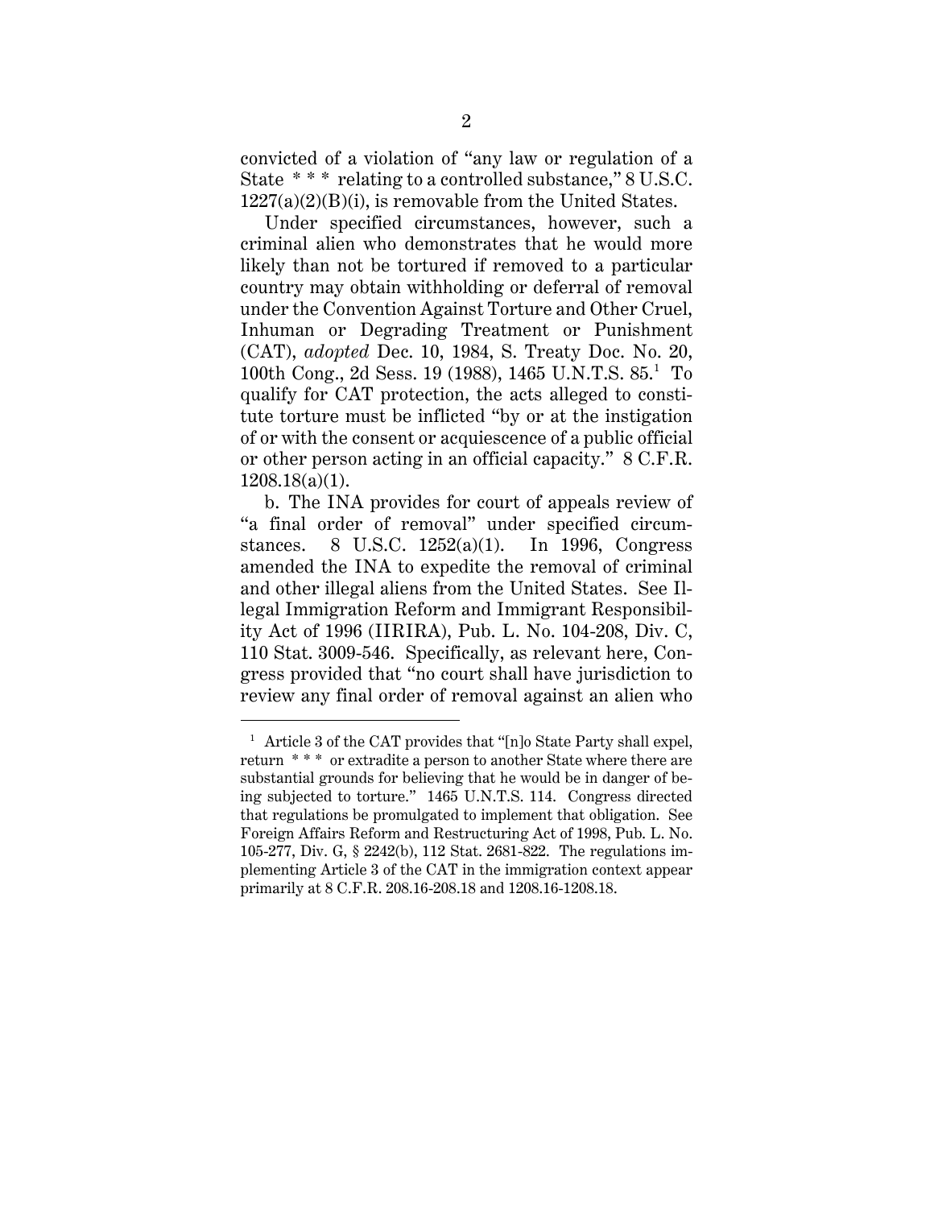convicted of a violation of "any law or regulation of a State * * * relating to a controlled substance," 8 U.S.C. 1227(a)(2)(B)(i), is removable from the United States.

Under specified circumstances, however, such a criminal alien who demonstrates that he would more likely than not be tortured if removed to a particular country may obtain withholding or deferral of removal under the Convention Against Torture and Other Cruel, Inhuman or Degrading Treatment or Punishment (CAT), *adopted* Dec. 10, 1984, S. Treaty Doc. No. 20, 100th Cong., 2d Sess. 19 (1988), 1465 U.N.T.S. 85.[1] To qualify for CAT protection, the acts alleged to constitute torture must be inflicted "by or at the instigation of or with the consent or acquiescence of a public official or other person acting in an official capacity." 8 C.F.R. 1208.18(a)(1).

b. The INA provides for court of appeals review of "a final order of removal" under specified circumstances. 8 U.S.C. 1252(a)(1). In 1996, Congress amended the INA to expedite the removal of criminal and other illegal aliens from the United States. See Illegal Immigration Reform and Immigrant Responsibility Act of 1996 (IIRIRA), Pub. L. No. 104-208, Div. C, 110 Stat. 3009-546. Specifically, as relevant here, Congress provided that "no court shall have jurisdiction to review any final order of removal against an alien who

---

[1] Article 3 of the CAT provides that "[n]o State Party shall expel, return * * * or extradite a person to another State where there are substantial grounds for believing that he would be in danger of being subjected to torture." 1465 U.N.T.S. 114. Congress directed that regulations be promulgated to implement that obligation. See Foreign Affairs Reform and Restructuring Act of 1998, Pub. L. No. 105-277, Div. G, § 2242(b), 112 Stat. 2681-822. The regulations implementing Article 3 of the CAT in the immigration context appear primarily at 8 C.F.R. 208.16-208.18 and 1208.16-1208.18.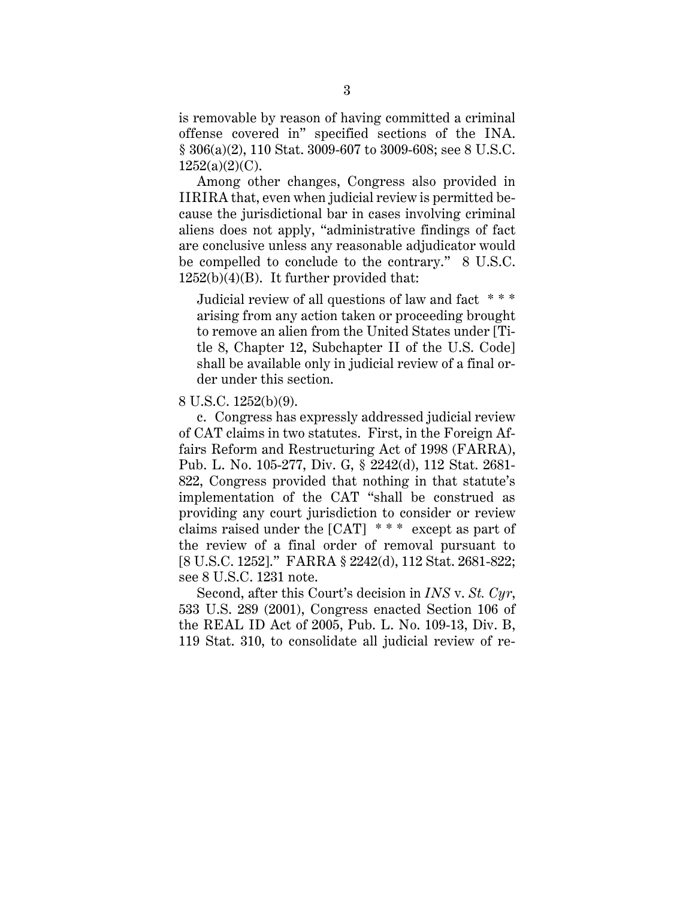is removable by reason of having committed a criminal offense covered in" specified sections of the INA. § 306(a)(2), 110 Stat. 3009-607 to 3009-608; see 8 U.S.C. 1252(a)(2)(C).

Among other changes, Congress also provided in IIRIRA that, even when judicial review is permitted because the jurisdictional bar in cases involving criminal aliens does not apply, "administrative findings of fact are conclusive unless any reasonable adjudicator would be compelled to conclude to the contrary." 8 U.S.C. 1252(b)(4)(B). It further provided that:

> Judicial review of all questions of law and fact * * * arising from any action taken or proceeding brought to remove an alien from the United States under [Title 8, Chapter 12, Subchapter II of the U.S. Code] shall be available only in judicial review of a final order under this section.

8 U.S.C. 1252(b)(9).

c. Congress has expressly addressed judicial review of CAT claims in two statutes. First, in the Foreign Affairs Reform and Restructuring Act of 1998 (FARRA), Pub. L. No. 105-277, Div. G, § 2242(d), 112 Stat. 2681-822, Congress provided that nothing in that statute's implementation of the CAT "shall be construed as providing any court jurisdiction to consider or review claims raised under the [CAT] * * * except as part of the review of a final order of removal pursuant to [8 U.S.C. 1252]." FARRA § 2242(d), 112 Stat. 2681-822; see 8 U.S.C. 1231 note.

Second, after this Court's decision in *INS* v. *St. Cyr*, 533 U.S. 289 (2001), Congress enacted Section 106 of the REAL ID Act of 2005, Pub. L. No. 109-13, Div. B, 119 Stat. 310, to consolidate all judicial review of re-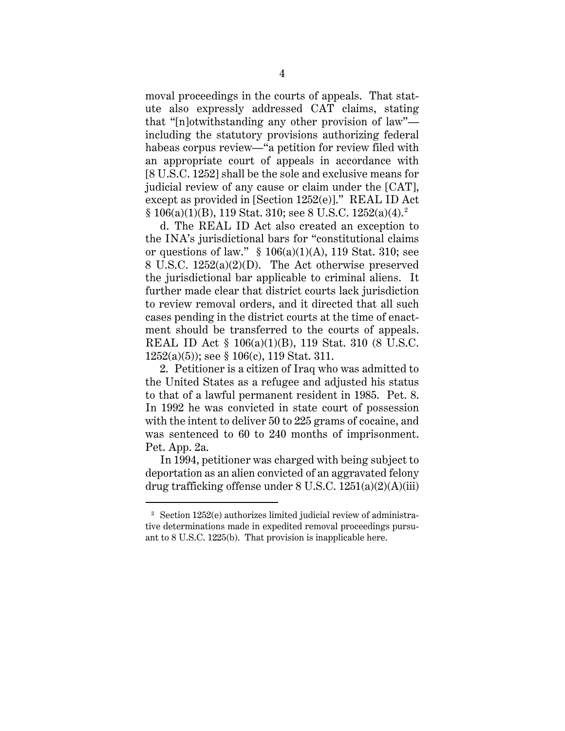moval proceedings in the courts of appeals. That statute also expressly addressed CAT claims, stating that "[n]otwithstanding any other provision of law"—including the statutory provisions authorizing federal habeas corpus review—"a petition for review filed with an appropriate court of appeals in accordance with [8 U.S.C. 1252] shall be the sole and exclusive means for judicial review of any cause or claim under the [CAT], except as provided in [Section 1252(e)]." REAL ID Act § 106(a)(1)(B), 119 Stat. 310; see 8 U.S.C. 1252(a)(4).[2]

d. The REAL ID Act also created an exception to the INA's jurisdictional bars for "constitutional claims or questions of law." § 106(a)(1)(A), 119 Stat. 310; see 8 U.S.C. 1252(a)(2)(D). The Act otherwise preserved the jurisdictional bar applicable to criminal aliens. It further made clear that district courts lack jurisdiction to review removal orders, and it directed that all such cases pending in the district courts at the time of enactment should be transferred to the courts of appeals. REAL ID Act § 106(a)(1)(B), 119 Stat. 310 (8 U.S.C. 1252(a)(5)); see § 106(c), 119 Stat. 311.

2. Petitioner is a citizen of Iraq who was admitted to the United States as a refugee and adjusted his status to that of a lawful permanent resident in 1985. Pet. 8. In 1992 he was convicted in state court of possession with the intent to deliver 50 to 225 grams of cocaine, and was sentenced to 60 to 240 months of imprisonment. Pet. App. 2a.

In 1994, petitioner was charged with being subject to deportation as an alien convicted of an aggravated felony drug trafficking offense under 8 U.S.C. 1251(a)(2)(A)(iii)

---

[2] Section 1252(e) authorizes limited judicial review of administrative determinations made in expedited removal proceedings pursuant to 8 U.S.C. 1225(b). That provision is inapplicable here.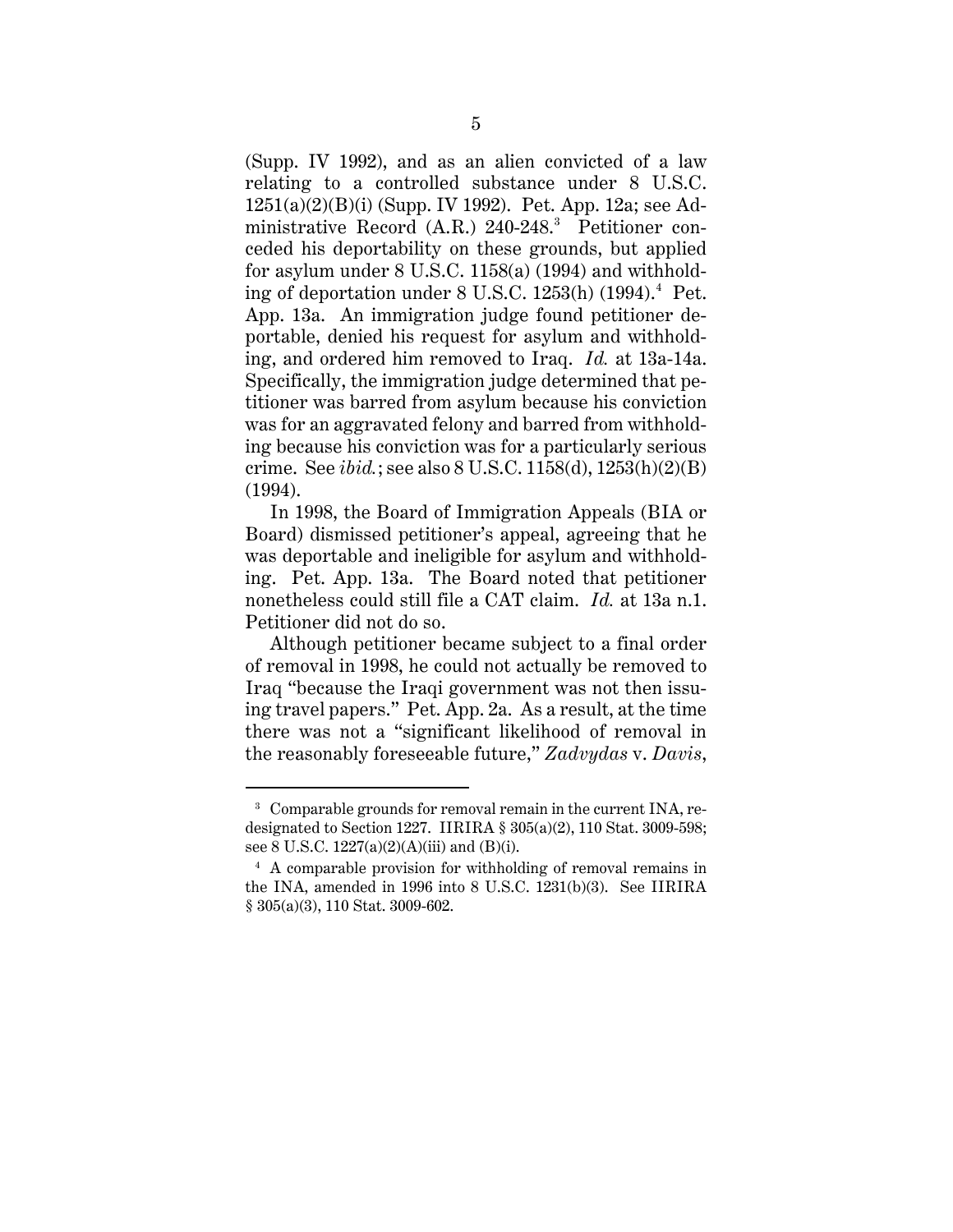(Supp. IV 1992), and as an alien convicted of a law relating to a controlled substance under 8 U.S.C. 1251(a)(2)(B)(i) (Supp. IV 1992). Pet. App. 12a; see Administrative Record (A.R.) 240-248.[3] Petitioner conceded his deportability on these grounds, but applied for asylum under 8 U.S.C. 1158(a) (1994) and withholding of deportation under 8 U.S.C. 1253(h) (1994).[4] Pet. App. 13a. An immigration judge found petitioner deportable, denied his request for asylum and withholding, and ordered him removed to Iraq. *Id.* at 13a-14a. Specifically, the immigration judge determined that petitioner was barred from asylum because his conviction was for an aggravated felony and barred from withholding because his conviction was for a particularly serious crime. See *ibid.*; see also 8 U.S.C. 1158(d), 1253(h)(2)(B) (1994).

In 1998, the Board of Immigration Appeals (BIA or Board) dismissed petitioner's appeal, agreeing that he was deportable and ineligible for asylum and withholding. Pet. App. 13a. The Board noted that petitioner nonetheless could still file a CAT claim. *Id.* at 13a n.1. Petitioner did not do so.

Although petitioner became subject to a final order of removal in 1998, he could not actually be removed to Iraq "because the Iraqi government was not then issuing travel papers." Pet. App. 2a. As a result, at the time there was not a "significant likelihood of removal in the reasonably foreseeable future," *Zadvydas* v. *Davis*,

---

[3] Comparable grounds for removal remain in the current INA, redesignated to Section 1227. IIRIRA § 305(a)(2), 110 Stat. 3009-598; see 8 U.S.C. 1227(a)(2)(A)(iii) and (B)(i).

[4] A comparable provision for withholding of removal remains in the INA, amended in 1996 into 8 U.S.C. 1231(b)(3). See IIRIRA § 305(a)(3), 110 Stat. 3009-602.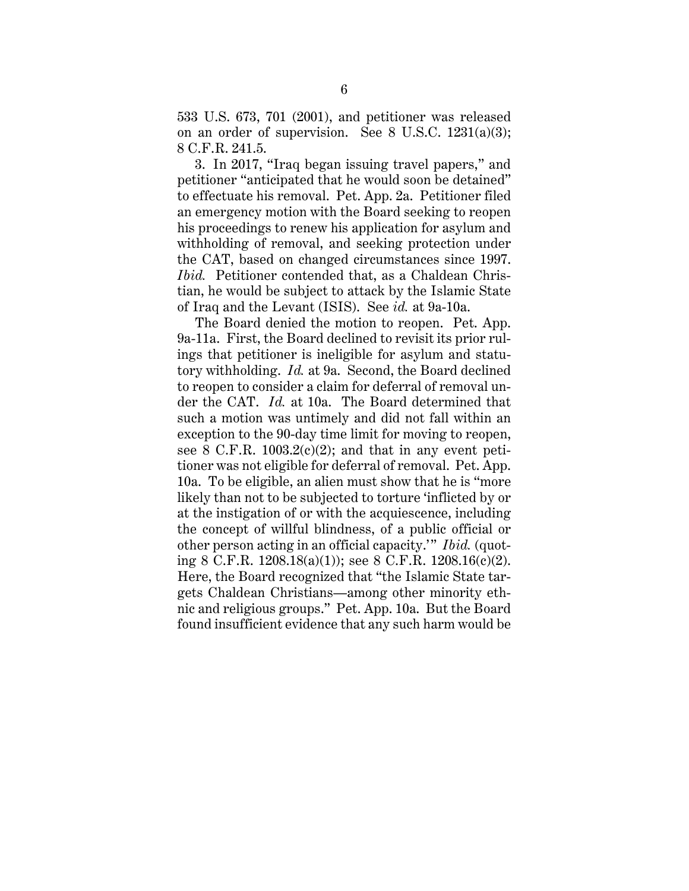533 U.S. 673, 701 (2001), and petitioner was released on an order of supervision. See 8 U.S.C. 1231(a)(3); 8 C.F.R. 241.5.

3. In 2017, "Iraq began issuing travel papers," and petitioner "anticipated that he would soon be detained" to effectuate his removal. Pet. App. 2a. Petitioner filed an emergency motion with the Board seeking to reopen his proceedings to renew his application for asylum and withholding of removal, and seeking protection under the CAT, based on changed circumstances since 1997. *Ibid.* Petitioner contended that, as a Chaldean Christian, he would be subject to attack by the Islamic State of Iraq and the Levant (ISIS). See *id.* at 9a-10a.

The Board denied the motion to reopen. Pet. App. 9a-11a. First, the Board declined to revisit its prior rulings that petitioner is ineligible for asylum and statutory withholding. *Id.* at 9a. Second, the Board declined to reopen to consider a claim for deferral of removal under the CAT. *Id.* at 10a. The Board determined that such a motion was untimely and did not fall within an exception to the 90-day time limit for moving to reopen, see 8 C.F.R. 1003.2(c)(2); and that in any event petitioner was not eligible for deferral of removal. Pet. App. 10a. To be eligible, an alien must show that he is "more likely than not to be subjected to torture 'inflicted by or at the instigation of or with the acquiescence, including the concept of willful blindness, of a public official or other person acting in an official capacity.'" *Ibid.* (quoting 8 C.F.R. 1208.18(a)(1)); see 8 C.F.R. 1208.16(c)(2). Here, the Board recognized that "the Islamic State targets Chaldean Christians—among other minority ethnic and religious groups." Pet. App. 10a. But the Board found insufficient evidence that any such harm would be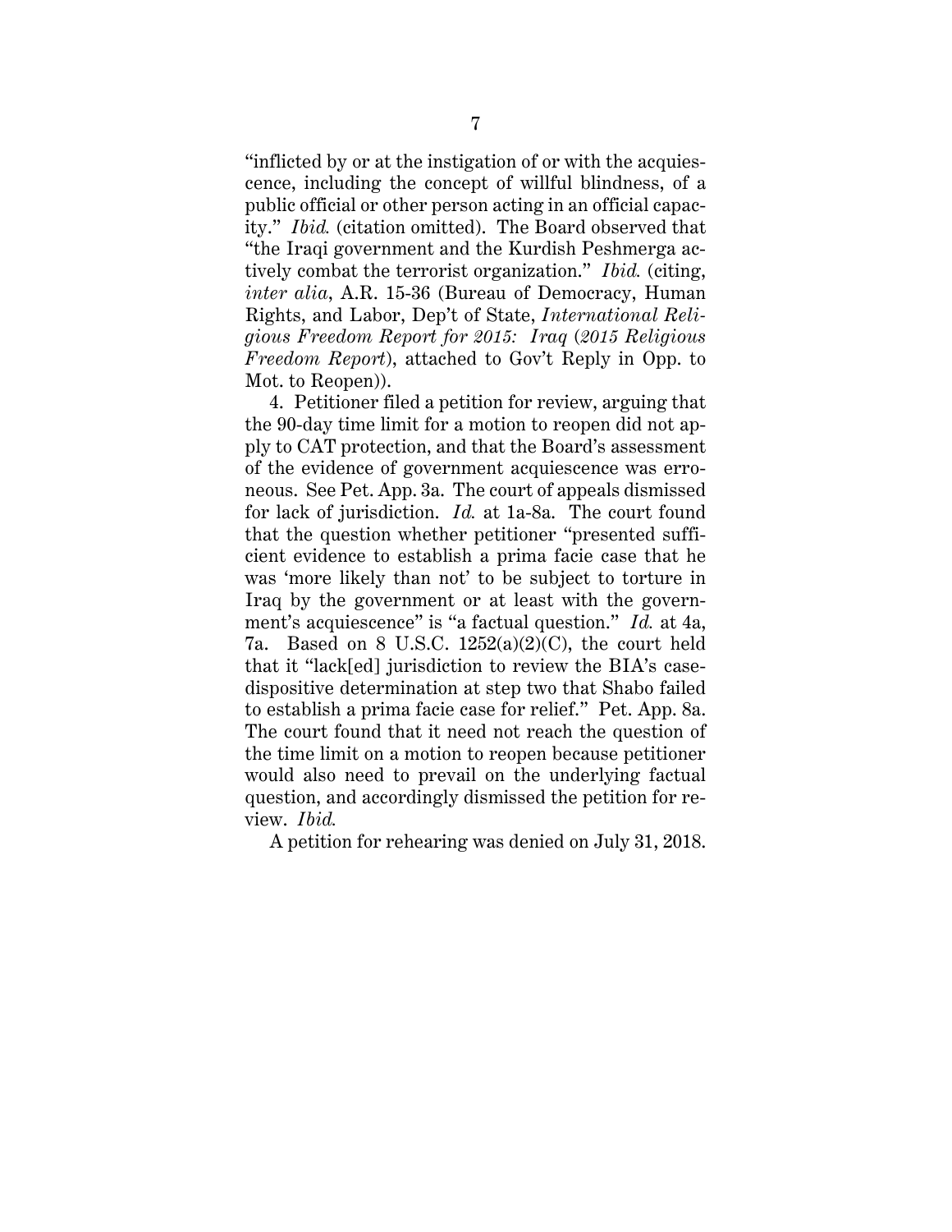"inflicted by or at the instigation of or with the acquiescence, including the concept of willful blindness, of a public official or other person acting in an official capacity." *Ibid.* (citation omitted). The Board observed that "the Iraqi government and the Kurdish Peshmerga actively combat the terrorist organization." *Ibid.* (citing, *inter alia*, A.R. 15-36 (Bureau of Democracy, Human Rights, and Labor, Dep't of State, *International Religious Freedom Report for 2015: Iraq* (*2015 Religious Freedom Report*), attached to Gov't Reply in Opp. to Mot. to Reopen)).

4. Petitioner filed a petition for review, arguing that the 90-day time limit for a motion to reopen did not apply to CAT protection, and that the Board's assessment of the evidence of government acquiescence was erroneous. See Pet. App. 3a. The court of appeals dismissed for lack of jurisdiction. *Id.* at 1a-8a. The court found that the question whether petitioner "presented sufficient evidence to establish a prima facie case that he was 'more likely than not' to be subject to torture in Iraq by the government or at least with the government's acquiescence" is "a factual question." *Id.* at 4a, 7a. Based on 8 U.S.C. 1252(a)(2)(C), the court held that it "lack[ed] jurisdiction to review the BIA's case-dispositive determination at step two that Shabo failed to establish a prima facie case for relief." Pet. App. 8a. The court found that it need not reach the question of the time limit on a motion to reopen because petitioner would also need to prevail on the underlying factual question, and accordingly dismissed the petition for review. *Ibid.*

A petition for rehearing was denied on July 31, 2018.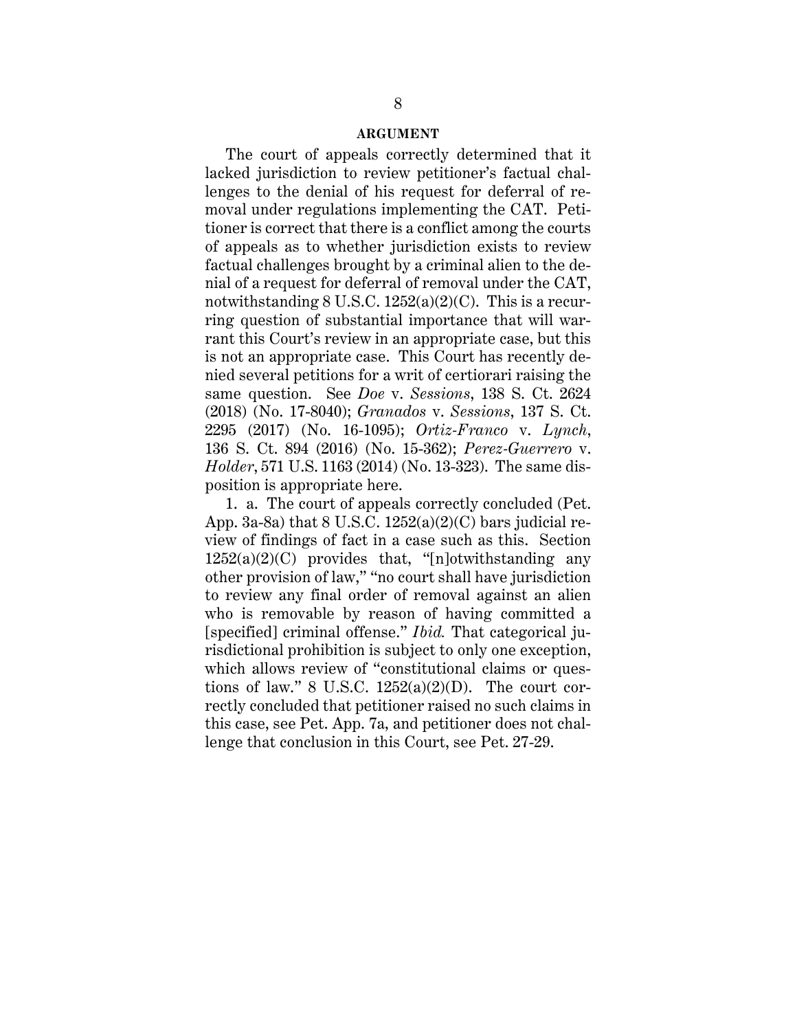## ARGUMENT

The court of appeals correctly determined that it lacked jurisdiction to review petitioner's factual challenges to the denial of his request for deferral of removal under regulations implementing the CAT. Petitioner is correct that there is a conflict among the courts of appeals as to whether jurisdiction exists to review factual challenges brought by a criminal alien to the denial of a request for deferral of removal under the CAT, notwithstanding 8 U.S.C. 1252(a)(2)(C). This is a recurring question of substantial importance that will warrant this Court's review in an appropriate case, but this is not an appropriate case. This Court has recently denied several petitions for a writ of certiorari raising the same question. See *Doe* v. *Sessions*, 138 S. Ct. 2624 (2018) (No. 17-8040); *Granados* v. *Sessions*, 137 S. Ct. 2295 (2017) (No. 16-1095); *Ortiz-Franco* v. *Lynch*, 136 S. Ct. 894 (2016) (No. 15-362); *Perez-Guerrero* v. *Holder*, 571 U.S. 1163 (2014) (No. 13-323). The same disposition is appropriate here.

1. a. The court of appeals correctly concluded (Pet. App. 3a-8a) that 8 U.S.C. 1252(a)(2)(C) bars judicial review of findings of fact in a case such as this. Section 1252(a)(2)(C) provides that, "[n]otwithstanding any other provision of law," "no court shall have jurisdiction to review any final order of removal against an alien who is removable by reason of having committed a [specified] criminal offense." *Ibid.* That categorical jurisdictional prohibition is subject to only one exception, which allows review of "constitutional claims or questions of law." 8 U.S.C. 1252(a)(2)(D). The court correctly concluded that petitioner raised no such claims in this case, see Pet. App. 7a, and petitioner does not challenge that conclusion in this Court, see Pet. 27-29.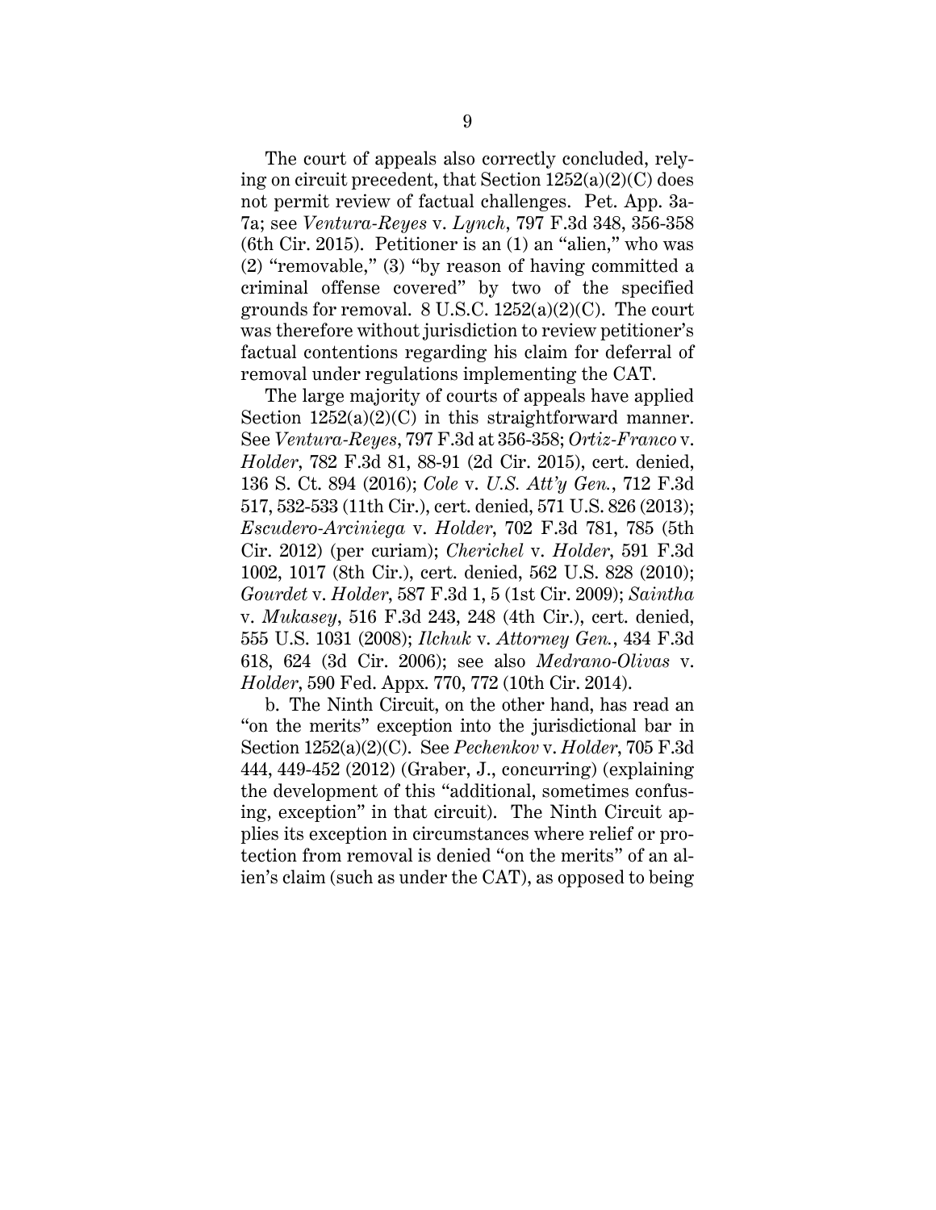The court of appeals also correctly concluded, relying on circuit precedent, that Section 1252(a)(2)(C) does not permit review of factual challenges. Pet. App. 3a-7a; see *Ventura-Reyes* v. *Lynch*, 797 F.3d 348, 356-358 (6th Cir. 2015). Petitioner is an (1) an "alien," who was (2) "removable," (3) "by reason of having committed a criminal offense covered" by two of the specified grounds for removal. 8 U.S.C. 1252(a)(2)(C). The court was therefore without jurisdiction to review petitioner's factual contentions regarding his claim for deferral of removal under regulations implementing the CAT.

The large majority of courts of appeals have applied Section 1252(a)(2)(C) in this straightforward manner. See *Ventura-Reyes*, 797 F.3d at 356-358; *Ortiz-Franco* v. *Holder*, 782 F.3d 81, 88-91 (2d Cir. 2015), cert. denied, 136 S. Ct. 894 (2016); *Cole* v. *U.S. Att'y Gen.*, 712 F.3d 517, 532-533 (11th Cir.), cert. denied, 571 U.S. 826 (2013); *Escudero-Arciniega* v. *Holder*, 702 F.3d 781, 785 (5th Cir. 2012) (per curiam); *Cherichel* v. *Holder*, 591 F.3d 1002, 1017 (8th Cir.), cert. denied, 562 U.S. 828 (2010); *Gourdet* v. *Holder*, 587 F.3d 1, 5 (1st Cir. 2009); *Saintha* v. *Mukasey*, 516 F.3d 243, 248 (4th Cir.), cert. denied, 555 U.S. 1031 (2008); *Ilchuk* v. *Attorney Gen.*, 434 F.3d 618, 624 (3d Cir. 2006); see also *Medrano-Olivas* v. *Holder*, 590 Fed. Appx. 770, 772 (10th Cir. 2014).

b. The Ninth Circuit, on the other hand, has read an "on the merits" exception into the jurisdictional bar in Section 1252(a)(2)(C). See *Pechenkov* v. *Holder*, 705 F.3d 444, 449-452 (2012) (Graber, J., concurring) (explaining the development of this "additional, sometimes confusing, exception" in that circuit). The Ninth Circuit applies its exception in circumstances where relief or protection from removal is denied "on the merits" of an alien's claim (such as under the CAT), as opposed to being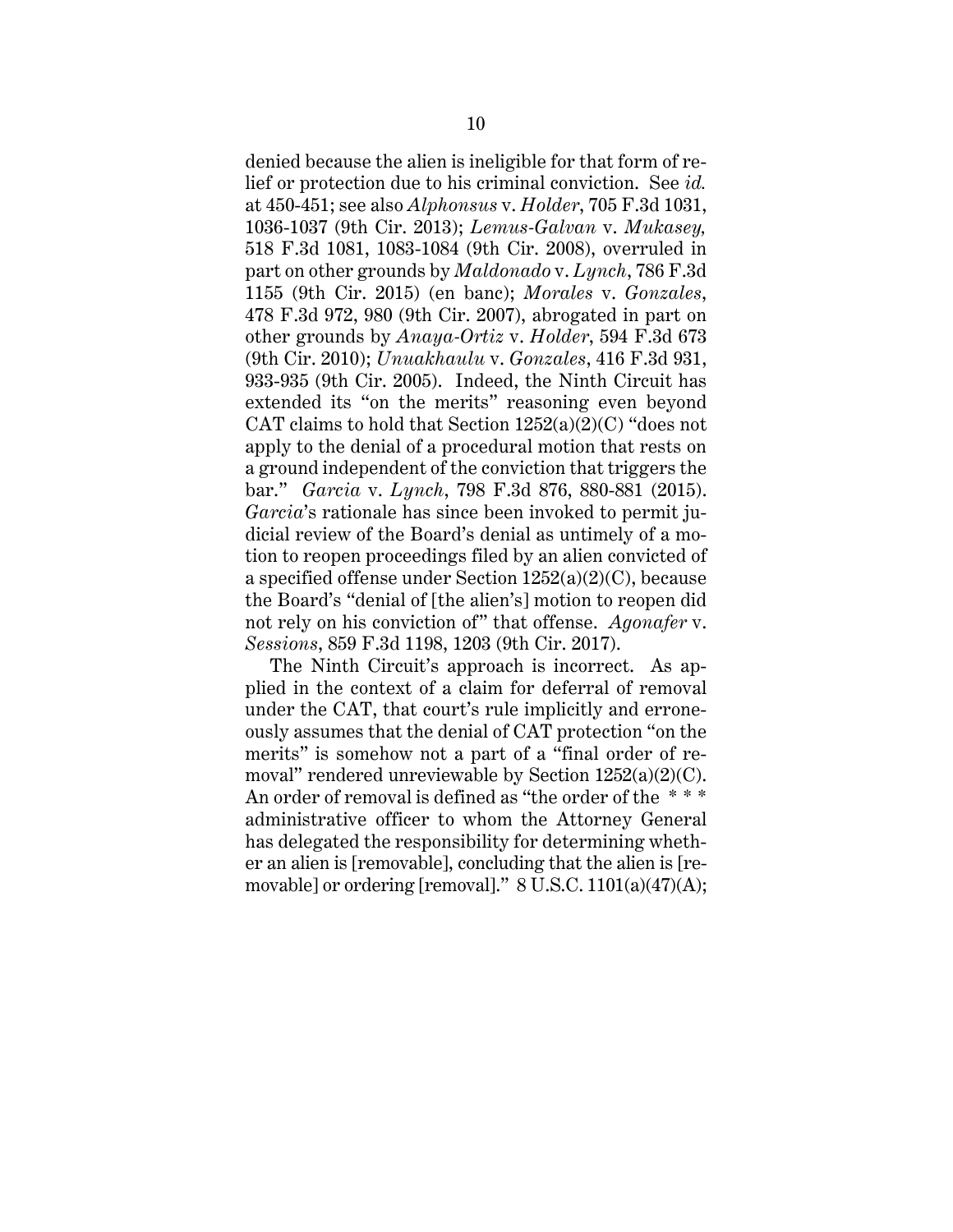denied because the alien is ineligible for that form of relief or protection due to his criminal conviction. See *id.* at 450-451; see also *Alphonsus* v. *Holder*, 705 F.3d 1031, 1036-1037 (9th Cir. 2013); *Lemus-Galvan* v. *Mukasey,* 518 F.3d 1081, 1083-1084 (9th Cir. 2008), overruled in part on other grounds by *Maldonado* v. *Lynch*, 786 F.3d 1155 (9th Cir. 2015) (en banc); *Morales* v. *Gonzales*, 478 F.3d 972, 980 (9th Cir. 2007), abrogated in part on other grounds by *Anaya-Ortiz* v. *Holder*, 594 F.3d 673 (9th Cir. 2010); *Unuakhaulu* v. *Gonzales*, 416 F.3d 931, 933-935 (9th Cir. 2005). Indeed, the Ninth Circuit has extended its "on the merits" reasoning even beyond CAT claims to hold that Section 1252(a)(2)(C) "does not apply to the denial of a procedural motion that rests on a ground independent of the conviction that triggers the bar." *Garcia* v. *Lynch*, 798 F.3d 876, 880-881 (2015). *Garcia*'s rationale has since been invoked to permit judicial review of the Board's denial as untimely of a motion to reopen proceedings filed by an alien convicted of a specified offense under Section 1252(a)(2)(C), because the Board's "denial of [the alien's] motion to reopen did not rely on his conviction of" that offense. *Agonafer* v. *Sessions*, 859 F.3d 1198, 1203 (9th Cir. 2017).

The Ninth Circuit's approach is incorrect. As applied in the context of a claim for deferral of removal under the CAT, that court's rule implicitly and erroneously assumes that the denial of CAT protection "on the merits" is somehow not a part of a "final order of removal" rendered unreviewable by Section 1252(a)(2)(C). An order of removal is defined as "the order of the * * * administrative officer to whom the Attorney General has delegated the responsibility for determining whether an alien is [removable], concluding that the alien is [removable] or ordering [removal]." 8 U.S.C. 1101(a)(47)(A);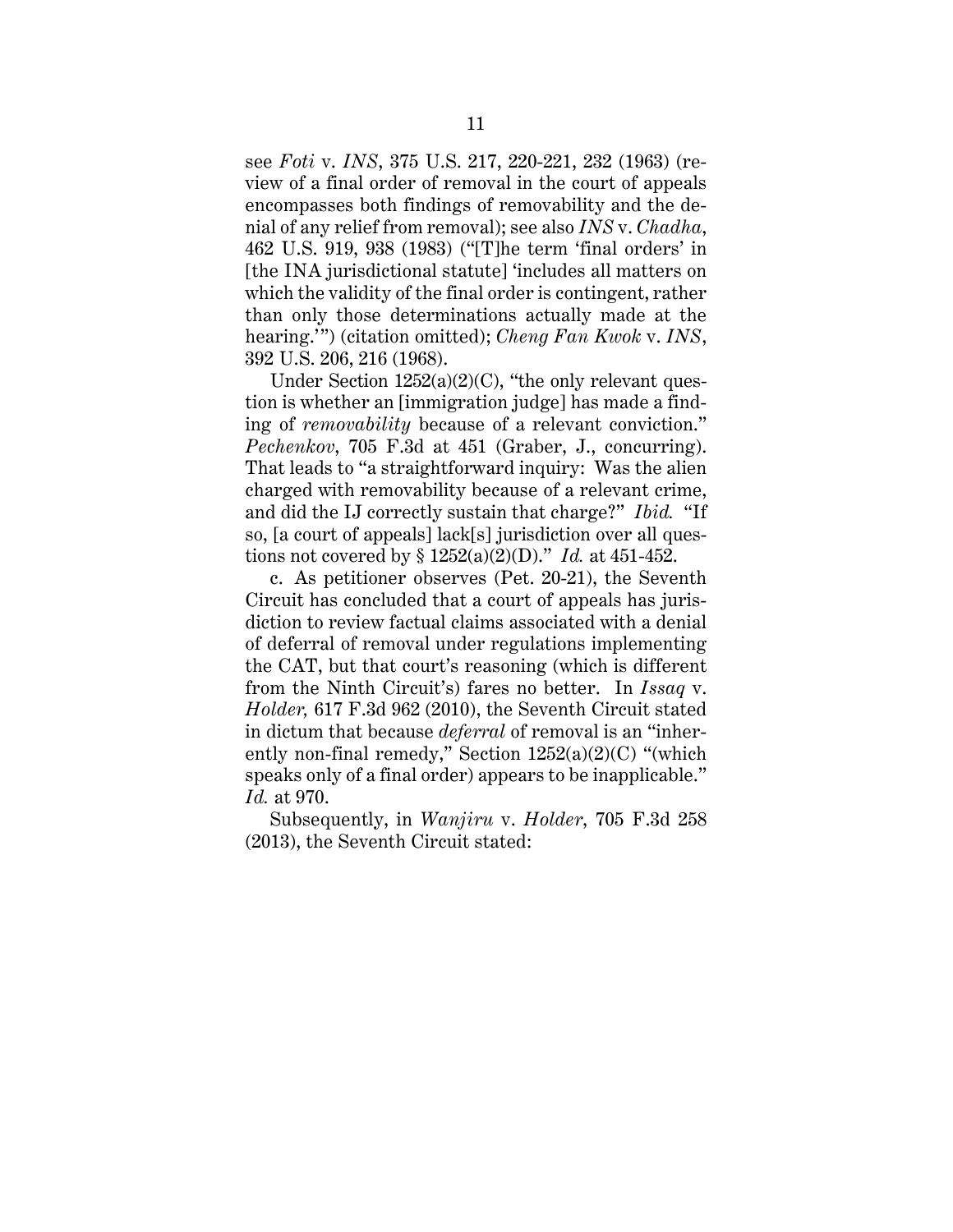see *Foti* v. *INS*, 375 U.S. 217, 220-221, 232 (1963) (review of a final order of removal in the court of appeals encompasses both findings of removability and the denial of any relief from removal); see also *INS* v. *Chadha*, 462 U.S. 919, 938 (1983) ("[T]he term 'final orders' in [the INA jurisdictional statute] 'includes all matters on which the validity of the final order is contingent, rather than only those determinations actually made at the hearing.'") (citation omitted); *Cheng Fan Kwok* v. *INS*, 392 U.S. 206, 216 (1968).

Under Section 1252(a)(2)(C), "the only relevant question is whether an [immigration judge] has made a finding of *removability* because of a relevant conviction." *Pechenkov*, 705 F.3d at 451 (Graber, J., concurring). That leads to "a straightforward inquiry: Was the alien charged with removability because of a relevant crime, and did the IJ correctly sustain that charge?" *Ibid.* "If so, [a court of appeals] lack[s] jurisdiction over all questions not covered by § 1252(a)(2)(D)." *Id.* at 451-452.

c. As petitioner observes (Pet. 20-21), the Seventh Circuit has concluded that a court of appeals has jurisdiction to review factual claims associated with a denial of deferral of removal under regulations implementing the CAT, but that court's reasoning (which is different from the Ninth Circuit's) fares no better. In *Issaq* v. *Holder,* 617 F.3d 962 (2010), the Seventh Circuit stated in dictum that because *deferral* of removal is an "inherently non-final remedy," Section 1252(a)(2)(C) "(which speaks only of a final order) appears to be inapplicable." *Id.* at 970.

Subsequently, in *Wanjiru* v. *Holder*, 705 F.3d 258 (2013), the Seventh Circuit stated: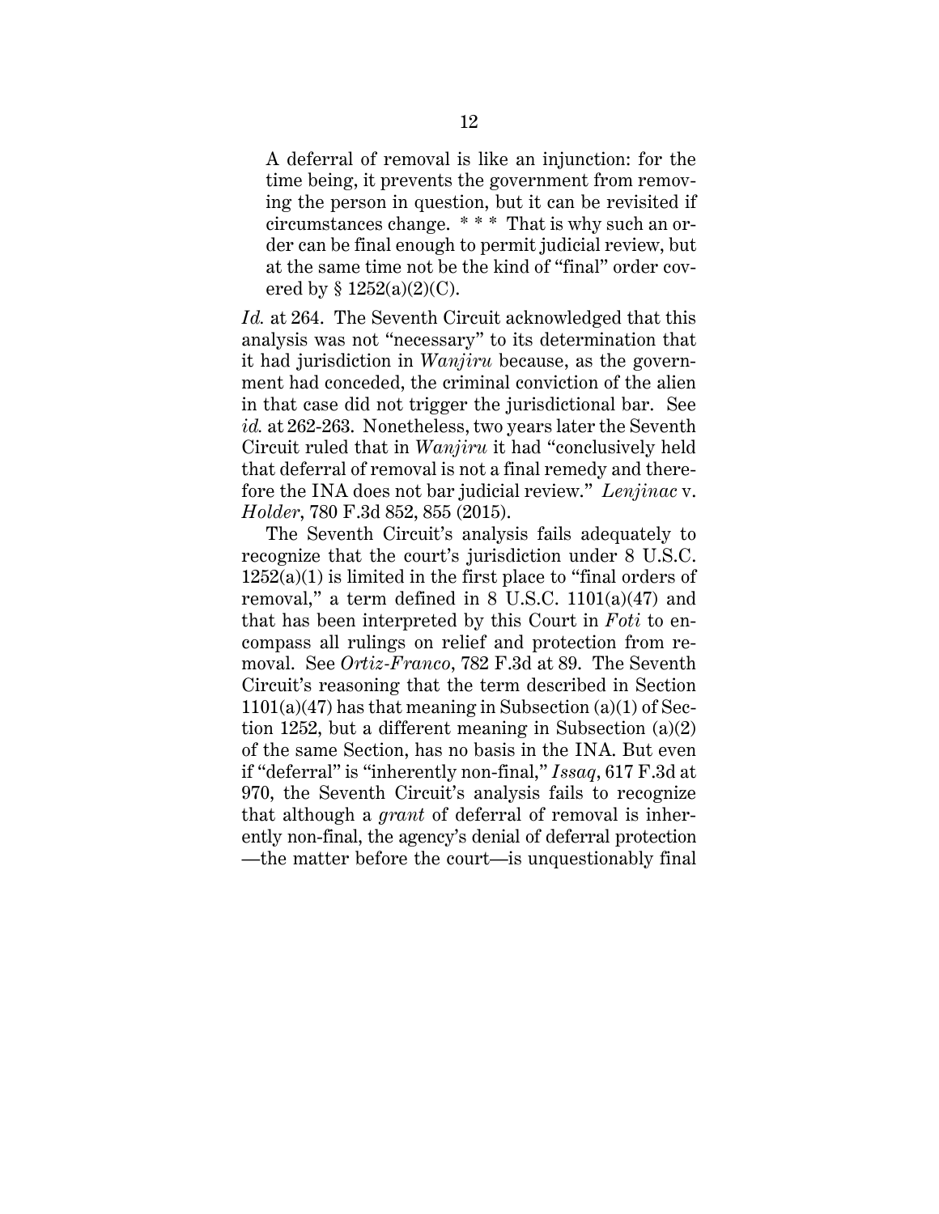> A deferral of removal is like an injunction: for the time being, it prevents the government from removing the person in question, but it can be revisited if circumstances change. * * * That is why such an order can be final enough to permit judicial review, but at the same time not be the kind of "final" order covered by § 1252(a)(2)(C).

*Id.* at 264. The Seventh Circuit acknowledged that this analysis was not "necessary" to its determination that it had jurisdiction in *Wanjiru* because, as the government had conceded, the criminal conviction of the alien in that case did not trigger the jurisdictional bar. See *id.* at 262-263. Nonetheless, two years later the Seventh Circuit ruled that in *Wanjiru* it had "conclusively held that deferral of removal is not a final remedy and therefore the INA does not bar judicial review." *Lenjinac* v. *Holder*, 780 F.3d 852, 855 (2015).

The Seventh Circuit's analysis fails adequately to recognize that the court's jurisdiction under 8 U.S.C. 1252(a)(1) is limited in the first place to "final orders of removal," a term defined in 8 U.S.C. 1101(a)(47) and that has been interpreted by this Court in *Foti* to encompass all rulings on relief and protection from removal. See *Ortiz-Franco*, 782 F.3d at 89. The Seventh Circuit's reasoning that the term described in Section 1101(a)(47) has that meaning in Subsection (a)(1) of Section 1252, but a different meaning in Subsection (a)(2) of the same Section, has no basis in the INA. But even if "deferral" is "inherently non-final," *Issaq*, 617 F.3d at 970, the Seventh Circuit's analysis fails to recognize that although a *grant* of deferral of removal is inherently non-final, the agency's denial of deferral protection —the matter before the court—is unquestionably final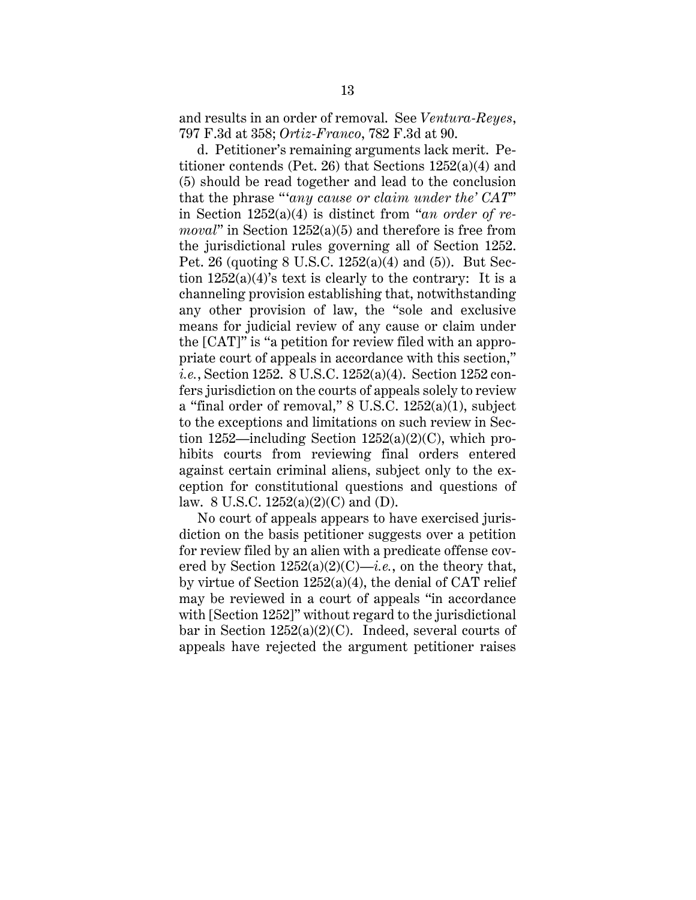and results in an order of removal. See *Ventura-Reyes*, 797 F.3d at 358; *Ortiz-Franco*, 782 F.3d at 90.

d. Petitioner's remaining arguments lack merit. Petitioner contends (Pet. 26) that Sections 1252(a)(4) and (5) should be read together and lead to the conclusion that the phrase "'*any cause or claim under the' CAT*" in Section 1252(a)(4) is distinct from "*an order of removal*" in Section 1252(a)(5) and therefore is free from the jurisdictional rules governing all of Section 1252. Pet. 26 (quoting 8 U.S.C. 1252(a)(4) and (5)). But Section 1252(a)(4)'s text is clearly to the contrary: It is a channeling provision establishing that, notwithstanding any other provision of law, the "sole and exclusive means for judicial review of any cause or claim under the [CAT]" is "a petition for review filed with an appropriate court of appeals in accordance with this section," *i.e.*, Section 1252. 8 U.S.C. 1252(a)(4). Section 1252 confers jurisdiction on the courts of appeals solely to review a "final order of removal," 8 U.S.C. 1252(a)(1), subject to the exceptions and limitations on such review in Section 1252—including Section 1252(a)(2)(C), which prohibits courts from reviewing final orders entered against certain criminal aliens, subject only to the exception for constitutional questions and questions of law. 8 U.S.C. 1252(a)(2)(C) and (D).

No court of appeals appears to have exercised jurisdiction on the basis petitioner suggests over a petition for review filed by an alien with a predicate offense covered by Section 1252(a)(2)(C)—*i.e.*, on the theory that, by virtue of Section 1252(a)(4), the denial of CAT relief may be reviewed in a court of appeals "in accordance with [Section 1252]" without regard to the jurisdictional bar in Section 1252(a)(2)(C). Indeed, several courts of appeals have rejected the argument petitioner raises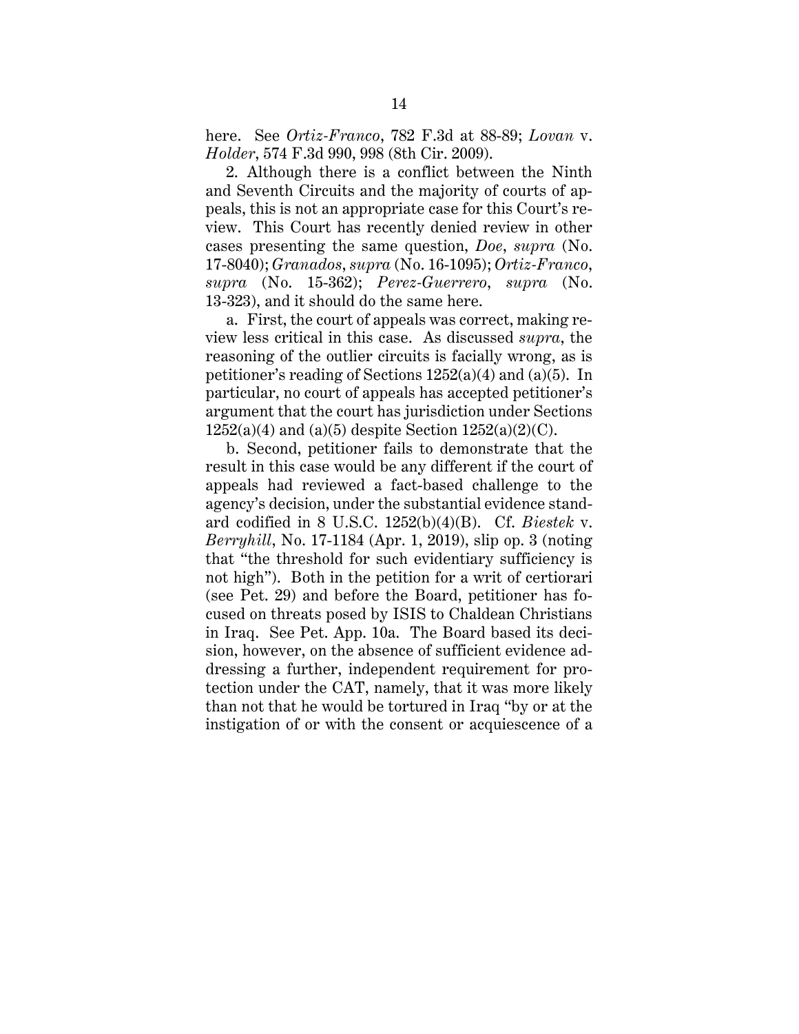here. See *Ortiz-Franco*, 782 F.3d at 88-89; *Lovan* v. *Holder*, 574 F.3d 990, 998 (8th Cir. 2009).

2. Although there is a conflict between the Ninth and Seventh Circuits and the majority of courts of appeals, this is not an appropriate case for this Court's review. This Court has recently denied review in other cases presenting the same question, *Doe*, *supra* (No. 17-8040); *Granados*, *supra* (No. 16-1095); *Ortiz-Franco*, *supra* (No. 15-362); *Perez-Guerrero*, *supra* (No. 13-323), and it should do the same here.

a. First, the court of appeals was correct, making review less critical in this case. As discussed *supra*, the reasoning of the outlier circuits is facially wrong, as is petitioner's reading of Sections 1252(a)(4) and (a)(5). In particular, no court of appeals has accepted petitioner's argument that the court has jurisdiction under Sections 1252(a)(4) and (a)(5) despite Section 1252(a)(2)(C).

b. Second, petitioner fails to demonstrate that the result in this case would be any different if the court of appeals had reviewed a fact-based challenge to the agency's decision, under the substantial evidence standard codified in 8 U.S.C. 1252(b)(4)(B). Cf. *Biestek* v. *Berryhill*, No. 17-1184 (Apr. 1, 2019), slip op. 3 (noting that "the threshold for such evidentiary sufficiency is not high"). Both in the petition for a writ of certiorari (see Pet. 29) and before the Board, petitioner has focused on threats posed by ISIS to Chaldean Christians in Iraq. See Pet. App. 10a. The Board based its decision, however, on the absence of sufficient evidence addressing a further, independent requirement for protection under the CAT, namely, that it was more likely than not that he would be tortured in Iraq "by or at the instigation of or with the consent or acquiescence of a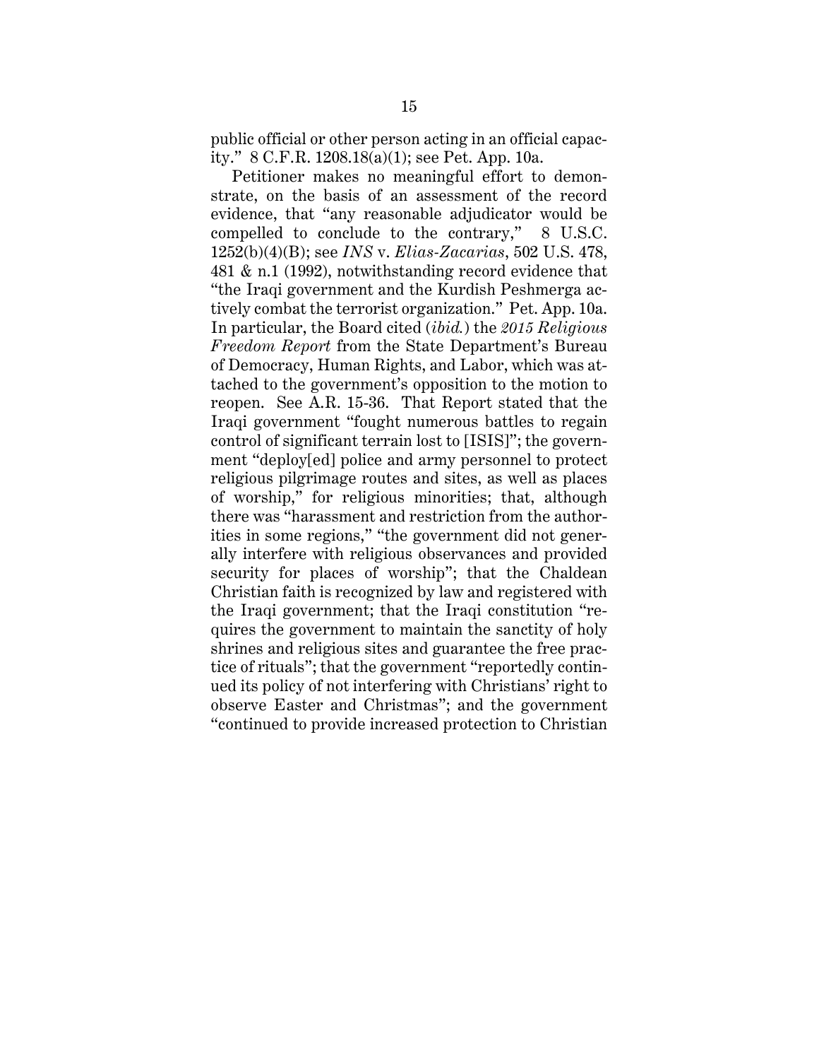public official or other person acting in an official capacity." 8 C.F.R. 1208.18(a)(1); see Pet. App. 10a.

Petitioner makes no meaningful effort to demonstrate, on the basis of an assessment of the record evidence, that "any reasonable adjudicator would be compelled to conclude to the contrary," 8 U.S.C. 1252(b)(4)(B); see *INS* v. *Elias-Zacarias*, 502 U.S. 478, 481 & n.1 (1992), notwithstanding record evidence that "the Iraqi government and the Kurdish Peshmerga actively combat the terrorist organization." Pet. App. 10a. In particular, the Board cited (*ibid.*) the *2015 Religious Freedom Report* from the State Department's Bureau of Democracy, Human Rights, and Labor, which was attached to the government's opposition to the motion to reopen. See A.R. 15-36. That Report stated that the Iraqi government "fought numerous battles to regain control of significant terrain lost to [ISIS]"; the government "deploy[ed] police and army personnel to protect religious pilgrimage routes and sites, as well as places of worship," for religious minorities; that, although there was "harassment and restriction from the authorities in some regions," "the government did not generally interfere with religious observances and provided security for places of worship"; that the Chaldean Christian faith is recognized by law and registered with the Iraqi government; that the Iraqi constitution "requires the government to maintain the sanctity of holy shrines and religious sites and guarantee the free practice of rituals"; that the government "reportedly continued its policy of not interfering with Christians' right to observe Easter and Christmas"; and the government "continued to provide increased protection to Christian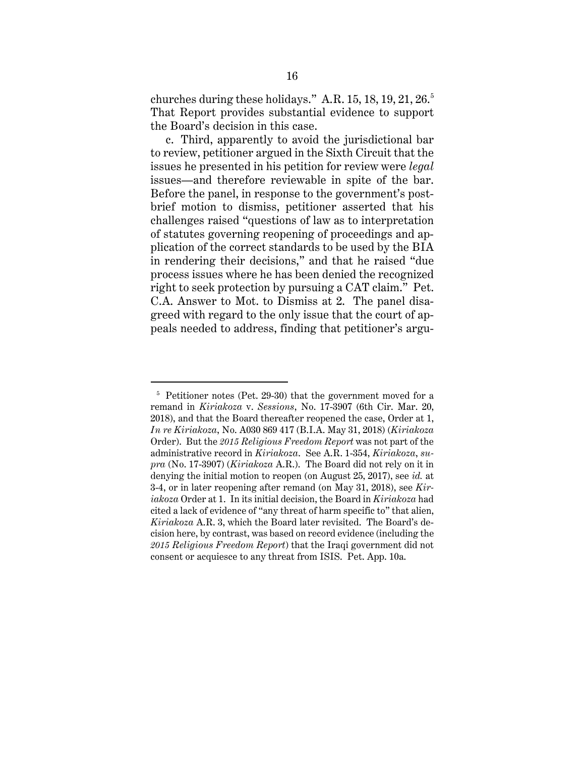churches during these holidays." A.R. 15, 18, 19, 21, 26.[5] That Report provides substantial evidence to support the Board's decision in this case.

c. Third, apparently to avoid the jurisdictional bar to review, petitioner argued in the Sixth Circuit that the issues he presented in his petition for review were *legal* issues—and therefore reviewable in spite of the bar. Before the panel, in response to the government's post-brief motion to dismiss, petitioner asserted that his challenges raised "questions of law as to interpretation of statutes governing reopening of proceedings and application of the correct standards to be used by the BIA in rendering their decisions," and that he raised "due process issues where he has been denied the recognized right to seek protection by pursuing a CAT claim." Pet. C.A. Answer to Mot. to Dismiss at 2. The panel disagreed with regard to the only issue that the court of appeals needed to address, finding that petitioner's argu-

---

[5] Petitioner notes (Pet. 29-30) that the government moved for a remand in *Kiriakoza* v. *Sessions*, No. 17-3907 (6th Cir. Mar. 20, 2018), and that the Board thereafter reopened the case, Order at 1, *In re Kiriakoza*, No. A030 869 417 (B.I.A. May 31, 2018) (*Kiriakoza* Order). But the *2015 Religious Freedom Report* was not part of the administrative record in *Kiriakoza*. See A.R. 1-354, *Kiriakoza*, *supra* (No. 17-3907) (*Kiriakoza* A.R.). The Board did not rely on it in denying the initial motion to reopen (on August 25, 2017), see *id.* at 3-4, or in later reopening after remand (on May 31, 2018), see *Kiriakoza* Order at 1. In its initial decision, the Board in *Kiriakoza* had cited a lack of evidence of "any threat of harm specific to" that alien, *Kiriakoza* A.R. 3, which the Board later revisited. The Board's decision here, by contrast, was based on record evidence (including the *2015 Religious Freedom Report*) that the Iraqi government did not consent or acquiesce to any threat from ISIS. Pet. App. 10a.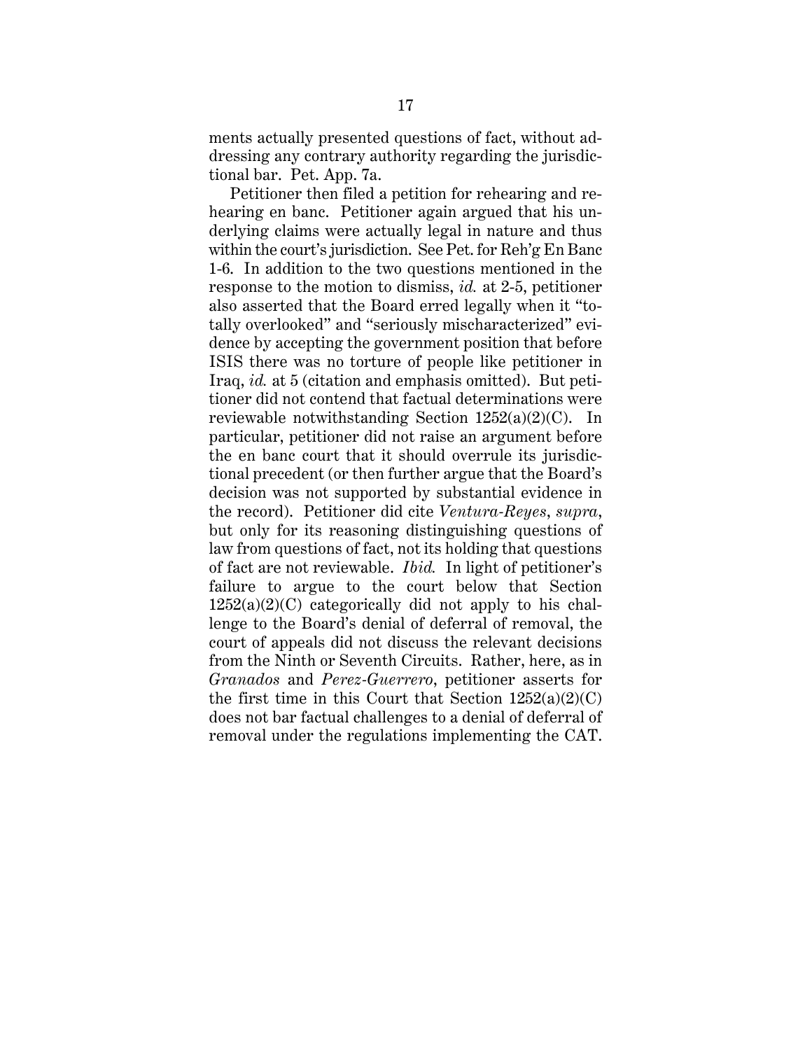ments actually presented questions of fact, without addressing any contrary authority regarding the jurisdictional bar. Pet. App. 7a.

Petitioner then filed a petition for rehearing and rehearing en banc. Petitioner again argued that his underlying claims were actually legal in nature and thus within the court's jurisdiction. See Pet. for Reh'g En Banc 1-6. In addition to the two questions mentioned in the response to the motion to dismiss, *id.* at 2-5, petitioner also asserted that the Board erred legally when it "totally overlooked" and "seriously mischaracterized" evidence by accepting the government position that before ISIS there was no torture of people like petitioner in Iraq, *id.* at 5 (citation and emphasis omitted). But petitioner did not contend that factual determinations were reviewable notwithstanding Section 1252(a)(2)(C). In particular, petitioner did not raise an argument before the en banc court that it should overrule its jurisdictional precedent (or then further argue that the Board's decision was not supported by substantial evidence in the record). Petitioner did cite *Ventura-Reyes*, *supra*, but only for its reasoning distinguishing questions of law from questions of fact, not its holding that questions of fact are not reviewable. *Ibid.* In light of petitioner's failure to argue to the court below that Section 1252(a)(2)(C) categorically did not apply to his challenge to the Board's denial of deferral of removal, the court of appeals did not discuss the relevant decisions from the Ninth or Seventh Circuits. Rather, here, as in *Granados* and *Perez-Guerrero*, petitioner asserts for the first time in this Court that Section 1252(a)(2)(C) does not bar factual challenges to a denial of deferral of removal under the regulations implementing the CAT.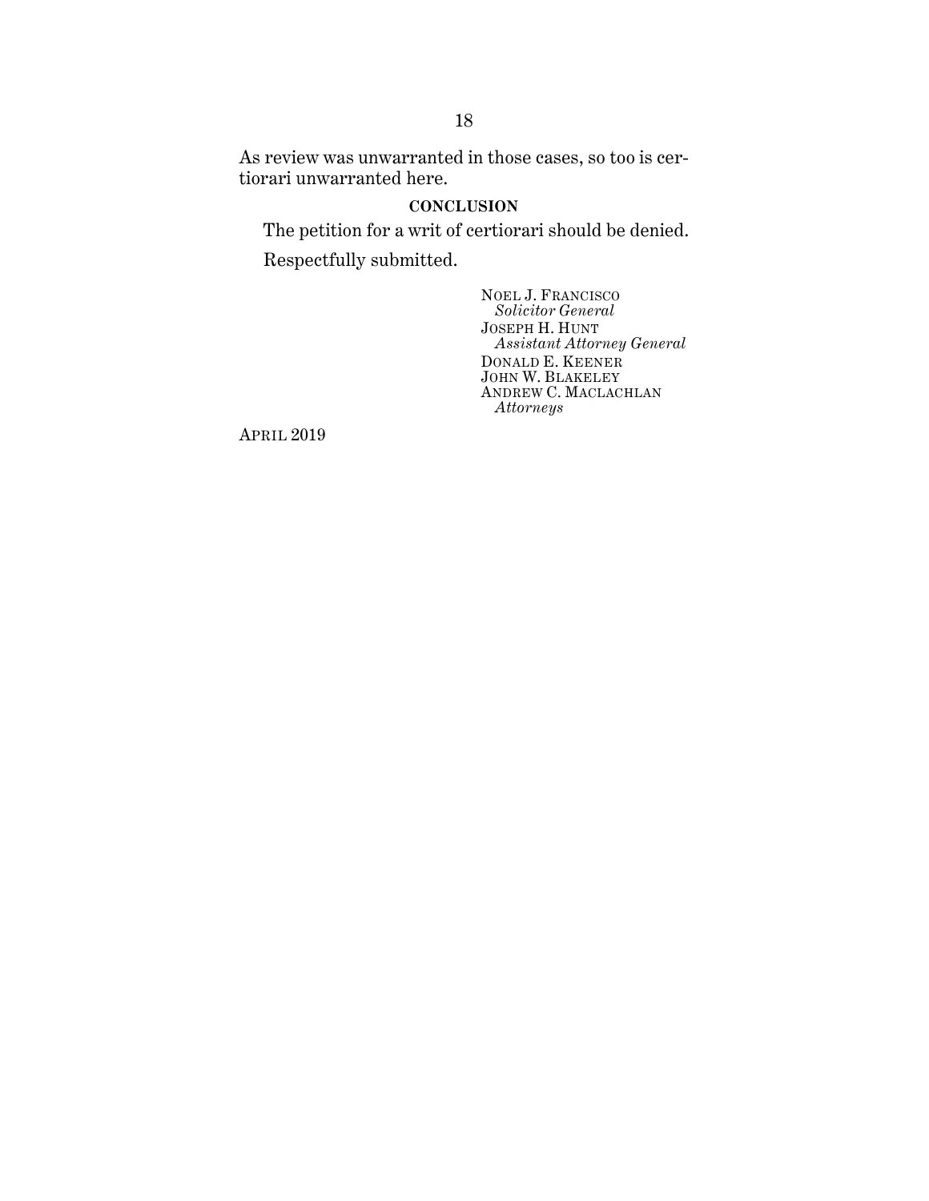As review was unwarranted in those cases, so too is certiorari unwarranted here.

## CONCLUSION

The petition for a writ of certiorari should be denied.

Respectfully submitted.

NOEL J. FRANCISCO
*Solicitor General*
JOSEPH H. HUNT
*Assistant Attorney General*
DONALD E. KEENER
JOHN W. BLAKELEY
ANDREW C. MACLACHLAN
*Attorneys*

APRIL 2019